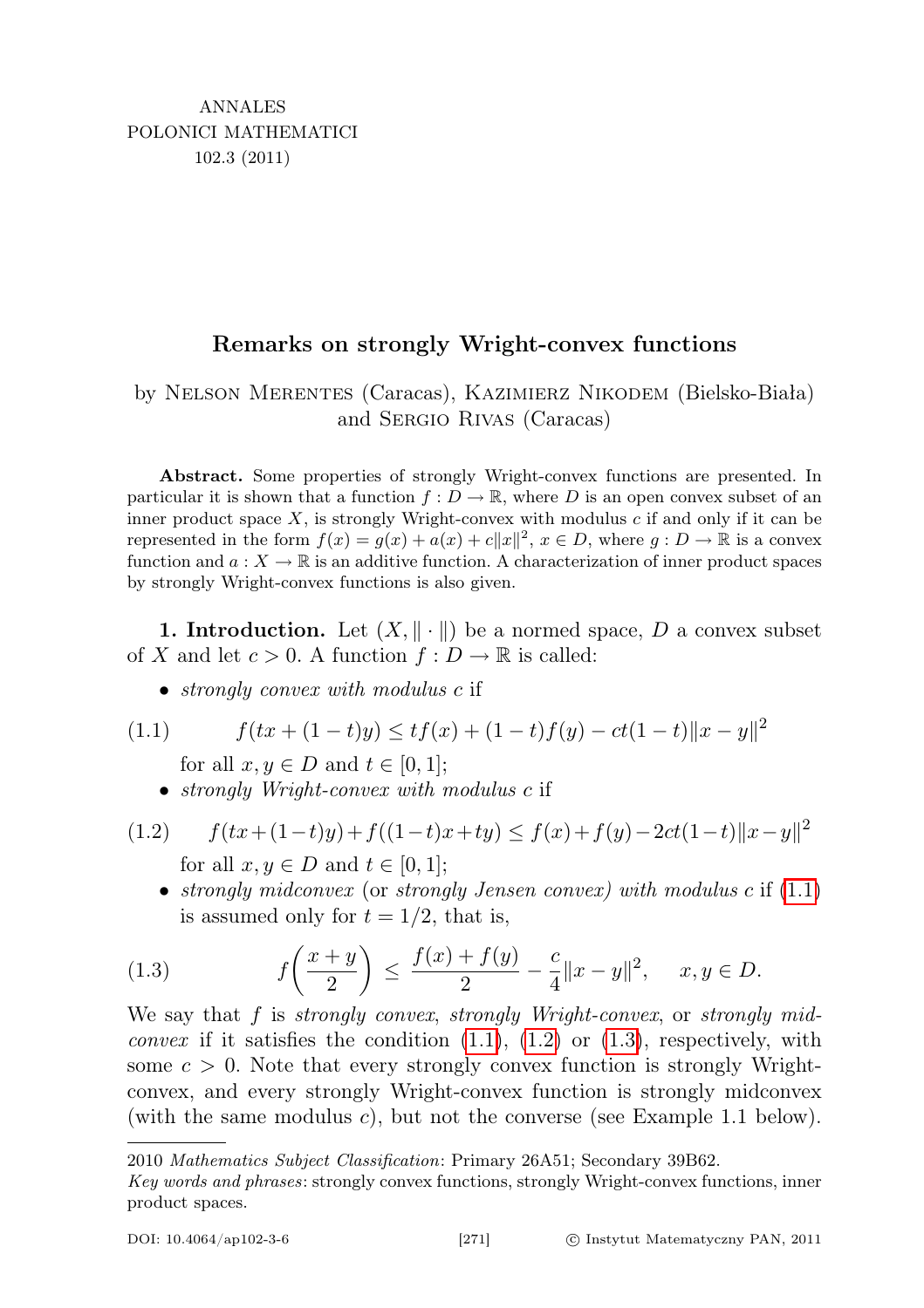ANNALES
POLONICI MATHEMATICI
102.3 (2011)

# Remarks on strongly Wright-convex functions

by Nelson Merentes (Caracas), Kazimierz Nikodem (Bielsko-Biała) and Sergio Rivas (Caracas)

**Abstract.** Some properties of strongly Wright-convex functions are presented. In particular it is shown that a function $f : D \to \mathbb{R}$, where $D$ is an open convex subset of an inner product space $X$, is strongly Wright-convex with modulus $c$ if and only if it can be represented in the form $f(x) = g(x) + a(x) + c\|x\|^2$, $x \in D$, where $g : D \to \mathbb{R}$ is a convex function and $a : X \to \mathbb{R}$ is an additive function. A characterization of inner product spaces by strongly Wright-convex functions is also given.

**1. Introduction.** Let $(X, \|\cdot\|)$ be a normed space, $D$ a convex subset of $X$ and let $c > 0$. A function $f : D \to \mathbb{R}$ is called:

- *strongly convex with modulus $c$* if

$$f(tx + (1-t)y) \le tf(x) + (1-t)f(y) - ct(1-t)\|x-y\|^2 \tag{1.1}$$

for all $x, y \in D$ and $t \in [0,1]$;

- *strongly Wright-convex with modulus $c$* if

$$f(tx+(1-t)y)+f((1-t)x+ty) \le f(x)+f(y)-2ct(1-t)\|x-y\|^2 \tag{1.2}$$

for all $x, y \in D$ and $t \in [0,1]$;

- *strongly midconvex* (or *strongly Jensen convex) with modulus $c$* if (1.1) is assumed only for $t = 1/2$, that is,

$$f\left(\frac{x+y}{2}\right) \le \frac{f(x)+f(y)}{2} - \frac{c}{4}\|x-y\|^2, \quad x, y \in D. \tag{1.3}$$

We say that $f$ is *strongly convex*, *strongly Wright-convex*, or *strongly midconvex* if it satisfies the condition (1.1), (1.2) or (1.3), respectively, with some $c > 0$. Note that every strongly convex function is strongly Wright-convex, and every strongly Wright-convex function is strongly midconvex (with the same modulus $c$), but not the converse (see Example 1.1 below).

2010 *Mathematics Subject Classification*: Primary 26A51; Secondary 39B62.

*Key words and phrases*: strongly convex functions, strongly Wright-convex functions, inner product spaces.

DOI: 10.4064/ap102-3-6 © Instytut Matematyczny PAN, 2011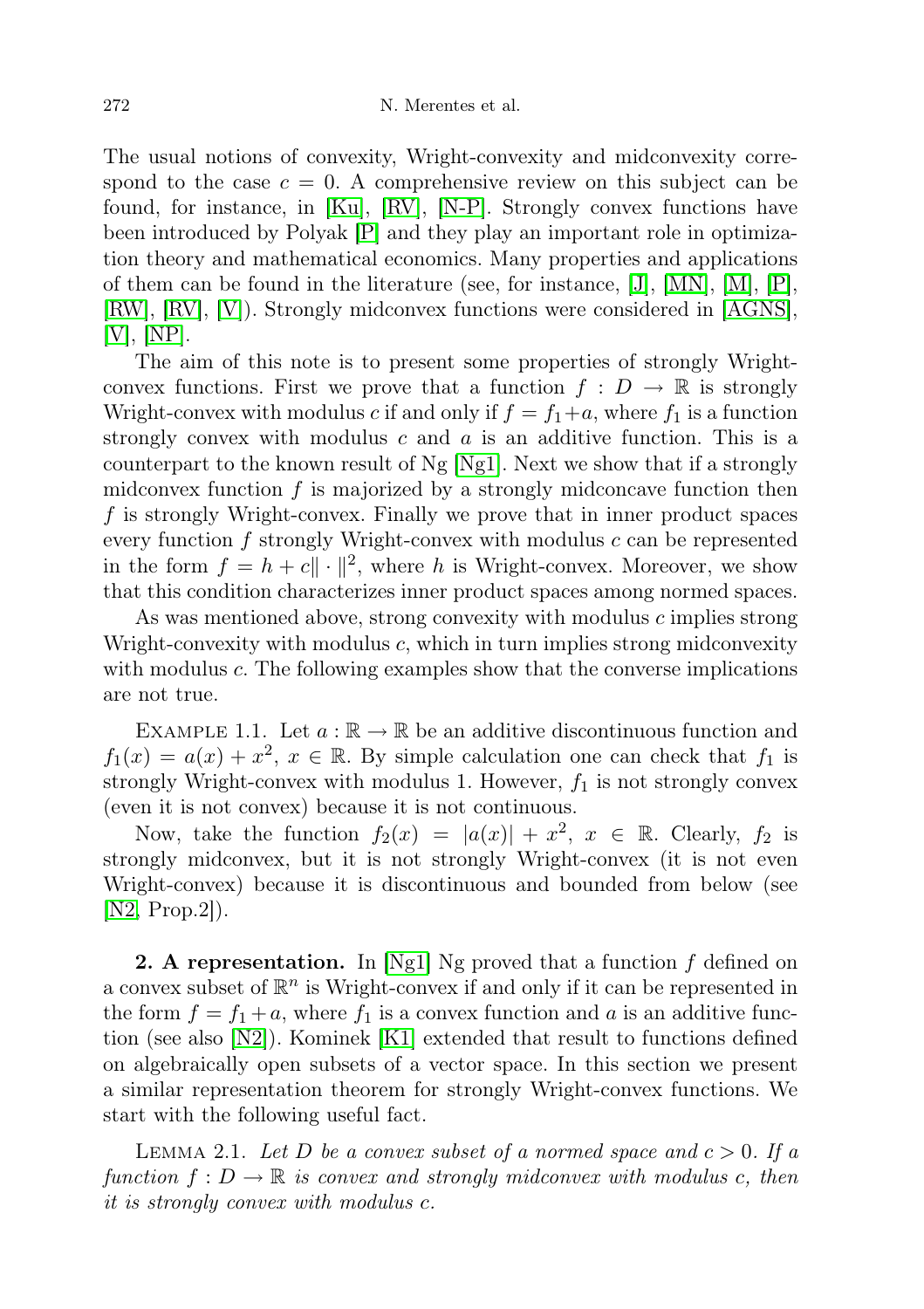The usual notions of convexity, Wright-convexity and midconvexity correspond to the case $c = 0$. A comprehensive review on this subject can be found, for instance, in [Ku], [RV], [N-P]. Strongly convex functions have been introduced by Polyak [P] and they play an important role in optimization theory and mathematical economics. Many properties and applications of them can be found in the literature (see, for instance, [J], [MN], [M], [P], [RW], [RV], [V]). Strongly midconvex functions were considered in [AGNS], [V], [NP].

The aim of this note is to present some properties of strongly Wright-convex functions. First we prove that a function $f : D \to \mathbb{R}$ is strongly Wright-convex with modulus $c$ if and only if $f = f_1 + a$, where $f_1$ is a function strongly convex with modulus $c$ and $a$ is an additive function. This is a counterpart to the known result of Ng [Ng1]. Next we show that if a strongly midconvex function $f$ is majorized by a strongly midconcave function then $f$ is strongly Wright-convex. Finally we prove that in inner product spaces every function $f$ strongly Wright-convex with modulus $c$ can be represented in the form $f = h + c\|\cdot\|^2$, where $h$ is Wright-convex. Moreover, we show that this condition characterizes inner product spaces among normed spaces.

As was mentioned above, strong convexity with modulus $c$ implies strong Wright-convexity with modulus $c$, which in turn implies strong midconvexity with modulus $c$. The following examples show that the converse implications are not true.

Example 1.1. Let $a : \mathbb{R} \to \mathbb{R}$ be an additive discontinuous function and $f_1(x) = a(x) + x^2$, $x \in \mathbb{R}$. By simple calculation one can check that $f_1$ is strongly Wright-convex with modulus 1. However, $f_1$ is not strongly convex (even it is not convex) because it is not continuous.

Now, take the function $f_2(x) = |a(x)| + x^2$, $x \in \mathbb{R}$. Clearly, $f_2$ is strongly midconvex, but it is not strongly Wright-convex (it is not even Wright-convex) because it is discontinuous and bounded from below (see [N2, Prop.2]).

**2. A representation.** In [Ng1] Ng proved that a function $f$ defined on a convex subset of $\mathbb{R}^n$ is Wright-convex if and only if it can be represented in the form $f = f_1 + a$, where $f_1$ is a convex function and $a$ is an additive function (see also [N2]). Kominek [K1] extended that result to functions defined on algebraically open subsets of a vector space. In this section we present a similar representation theorem for strongly Wright-convex functions. We start with the following useful fact.

Lemma 2.1. *Let $D$ be a convex subset of a normed space and $c > 0$. If a function $f : D \to \mathbb{R}$ is convex and strongly midconvex with modulus $c$, then it is strongly convex with modulus $c$.*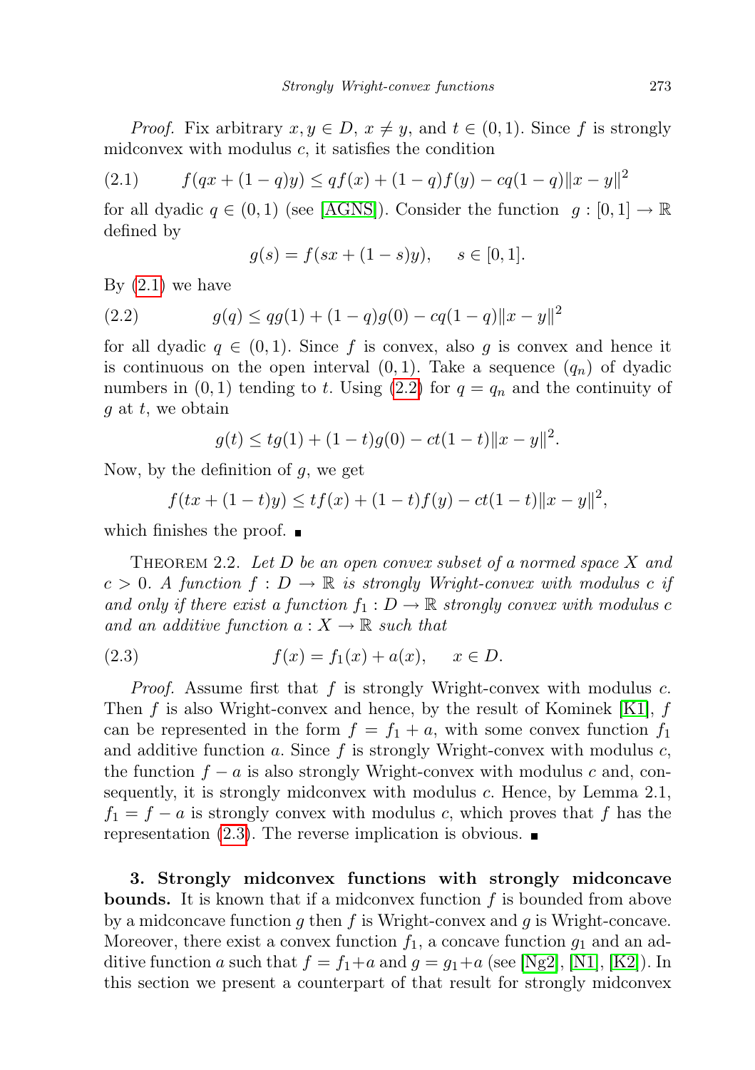*Proof.* Fix arbitrary $x, y \in D$, $x \neq y$, and $t \in (0,1)$. Since $f$ is strongly midconvex with modulus $c$, it satisfies the condition

$$f(qx + (1-q)y) \leq qf(x) + (1-q)f(y) - cq(1-q)\|x-y\|^2 \tag{2.1}$$

for all dyadic $q \in (0,1)$ (see [AGNS]). Consider the function $g : [0,1] \to \mathbb{R}$ defined by

$$g(s) = f(sx + (1-s)y), \quad s \in [0,1].$$

By (2.1) we have

$$g(q) \leq qg(1) + (1-q)g(0) - cq(1-q)\|x-y\|^2 \tag{2.2}$$

for all dyadic $q \in (0,1)$. Since $f$ is convex, also $g$ is convex and hence it is continuous on the open interval $(0,1)$. Take a sequence $(q_n)$ of dyadic numbers in $(0,1)$ tending to $t$. Using (2.2) for $q = q_n$ and the continuity of $g$ at $t$, we obtain

$$g(t) \leq tg(1) + (1-t)g(0) - ct(1-t)\|x-y\|^2.$$

Now, by the definition of $g$, we get

$$f(tx + (1-t)y) \leq tf(x) + (1-t)f(y) - ct(1-t)\|x-y\|^2,$$

which finishes the proof. ∎

THEOREM 2.2. *Let $D$ be an open convex subset of a normed space $X$ and $c > 0$. A function $f : D \to \mathbb{R}$ is strongly Wright-convex with modulus $c$ if and only if there exist a function $f_1 : D \to \mathbb{R}$ strongly convex with modulus $c$ and an additive function $a : X \to \mathbb{R}$ such that*

$$f(x) = f_1(x) + a(x), \quad x \in D. \tag{2.3}$$

*Proof.* Assume first that $f$ is strongly Wright-convex with modulus $c$. Then $f$ is also Wright-convex and hence, by the result of Kominek [K1], $f$ can be represented in the form $f = f_1 + a$, with some convex function $f_1$ and additive function $a$. Since $f$ is strongly Wright-convex with modulus $c$, the function $f - a$ is also strongly Wright-convex with modulus $c$ and, consequently, it is strongly midconvex with modulus $c$. Hence, by Lemma 2.1, $f_1 = f - a$ is strongly convex with modulus $c$, which proves that $f$ has the representation (2.3). The reverse implication is obvious. ∎

**3. Strongly midconvex functions with strongly midconcave bounds.** It is known that if a midconvex function $f$ is bounded from above by a midconcave function $g$ then $f$ is Wright-convex and $g$ is Wright-concave. Moreover, there exist a convex function $f_1$, a concave function $g_1$ and an additive function $a$ such that $f = f_1 + a$ and $g = g_1 + a$ (see [Ng2], [N1], [K2]). In this section we present a counterpart of that result for strongly midconvex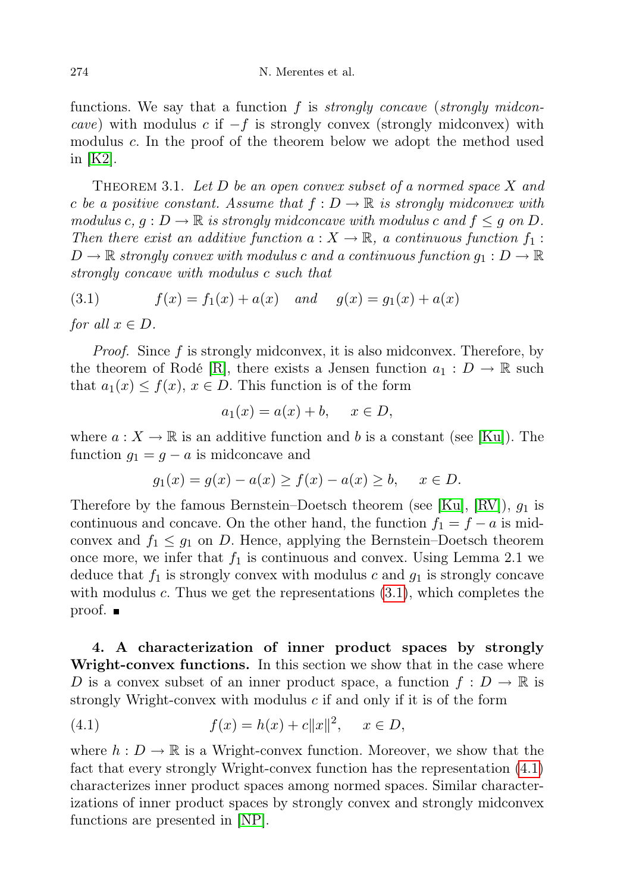functions. We say that a function $f$ is *strongly concave* (*strongly midconcave*) with modulus $c$ if $-f$ is strongly convex (strongly midconvex) with modulus $c$. In the proof of the theorem below we adopt the method used in [K2].

THEOREM 3.1. *Let $D$ be an open convex subset of a normed space $X$ and $c$ be a positive constant. Assume that $f : D \to \mathbb{R}$ is strongly midconvex with modulus $c$, $g : D \to \mathbb{R}$ is strongly midconcave with modulus $c$ and $f \leq g$ on $D$. Then there exist an additive function $a : X \to \mathbb{R}$, a continuous function $f_1 : D \to \mathbb{R}$ strongly convex with modulus $c$ and a continuous function $g_1 : D \to \mathbb{R}$ strongly concave with modulus $c$ such that*

$$f(x) = f_1(x) + a(x) \quad \textit{and} \quad g(x) = g_1(x) + a(x) \tag{3.1}$$

*for all $x \in D$.*

*Proof.* Since $f$ is strongly midconvex, it is also midconvex. Therefore, by the theorem of Rodé [R], there exists a Jensen function $a_1 : D \to \mathbb{R}$ such that $a_1(x) \leq f(x)$, $x \in D$. This function is of the form

$$a_1(x) = a(x) + b, \quad x \in D,$$

where $a : X \to \mathbb{R}$ is an additive function and $b$ is a constant (see [Ku]). The function $g_1 = g - a$ is midconcave and

$$g_1(x) = g(x) - a(x) \geq f(x) - a(x) \geq b, \quad x \in D.$$

Therefore by the famous Bernstein–Doetsch theorem (see [Ku], [RV]), $g_1$ is continuous and concave. On the other hand, the function $f_1 = f - a$ is midconvex and $f_1 \leq g_1$ on $D$. Hence, applying the Bernstein–Doetsch theorem once more, we infer that $f_1$ is continuous and convex. Using Lemma 2.1 we deduce that $f_1$ is strongly convex with modulus $c$ and $g_1$ is strongly concave with modulus $c$. Thus we get the representations (3.1), which completes the proof. ∎

**4. A characterization of inner product spaces by strongly Wright-convex functions.** In this section we show that in the case where $D$ is a convex subset of an inner product space, a function $f : D \to \mathbb{R}$ is strongly Wright-convex with modulus $c$ if and only if it is of the form

$$f(x) = h(x) + c\|x\|^2, \quad x \in D, \tag{4.1}$$

where $h : D \to \mathbb{R}$ is a Wright-convex function. Moreover, we show that the fact that every strongly Wright-convex function has the representation (4.1) characterizes inner product spaces among normed spaces. Similar characterizations of inner product spaces by strongly convex and strongly midconvex functions are presented in [NP].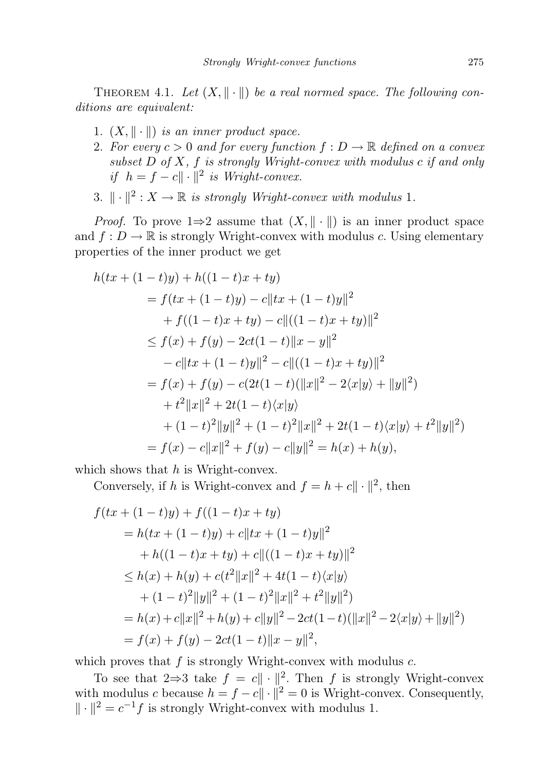Theorem 4.1. *Let $(X, \|\cdot\|)$ be a real normed space. The following conditions are equivalent:*

1. *$(X, \|\cdot\|)$ is an inner product space.*
2. *For every $c > 0$ and for every function $f : D \to \mathbb{R}$ defined on a convex subset $D$ of $X$, $f$ is strongly Wright-convex with modulus $c$ if and only if $h = f - c\|\cdot\|^2$ is Wright-convex.*
3. *$\|\cdot\|^2 : X \to \mathbb{R}$ is strongly Wright-convex with modulus 1.*

*Proof.* To prove 1⇒2 assume that $(X, \|\cdot\|)$ is an inner product space and $f : D \to \mathbb{R}$ is strongly Wright-convex with modulus $c$. Using elementary properties of the inner product we get

$$
\begin{aligned}
&h(tx + (1-t)y) + h((1-t)x + ty) \\
&\quad = f(tx + (1-t)y) - c\|tx + (1-t)y\|^2 \\
&\qquad + f((1-t)x + ty) - c\|((1-t)x + ty)\|^2 \\
&\quad \le f(x) + f(y) - 2ct(1-t)\|x - y\|^2 \\
&\qquad - c\|tx + (1-t)y\|^2 - c\|((1-t)x + ty)\|^2 \\
&\quad = f(x) + f(y) - c(2t(1-t)(\|x\|^2 - 2\langle x|y\rangle + \|y\|^2) \\
&\qquad + t^2\|x\|^2 + 2t(1-t)\langle x|y\rangle \\
&\qquad + (1-t)^2\|y\|^2 + (1-t)^2\|x\|^2 + 2t(1-t)\langle x|y\rangle + t^2\|y\|^2) \\
&\quad = f(x) - c\|x\|^2 + f(y) - c\|y\|^2 = h(x) + h(y),
\end{aligned}
$$

which shows that $h$ is Wright-convex.

Conversely, if $h$ is Wright-convex and $f = h + c\|\cdot\|^2$, then

$$
\begin{aligned}
&f(tx + (1-t)y) + f((1-t)x + ty) \\
&\quad = h(tx + (1-t)y) + c\|tx + (1-t)y\|^2 \\
&\qquad + h((1-t)x + ty) + c\|((1-t)x + ty)\|^2 \\
&\quad \le h(x) + h(y) + c(t^2\|x\|^2 + 4t(1-t)\langle x|y\rangle \\
&\qquad + (1-t)^2\|y\|^2 + (1-t)^2\|x\|^2 + t^2\|y\|^2) \\
&\quad = h(x) + c\|x\|^2 + h(y) + c\|y\|^2 - 2ct(1-t)(\|x\|^2 - 2\langle x|y\rangle + \|y\|^2) \\
&\quad = f(x) + f(y) - 2ct(1-t)\|x - y\|^2,
\end{aligned}
$$

which proves that $f$ is strongly Wright-convex with modulus $c$.

To see that 2⇒3 take $f = c\|\cdot\|^2$. Then $f$ is strongly Wright-convex with modulus $c$ because $h = f - c\|\cdot\|^2 = 0$ is Wright-convex. Consequently, $\|\cdot\|^2 = c^{-1}f$ is strongly Wright-convex with modulus 1.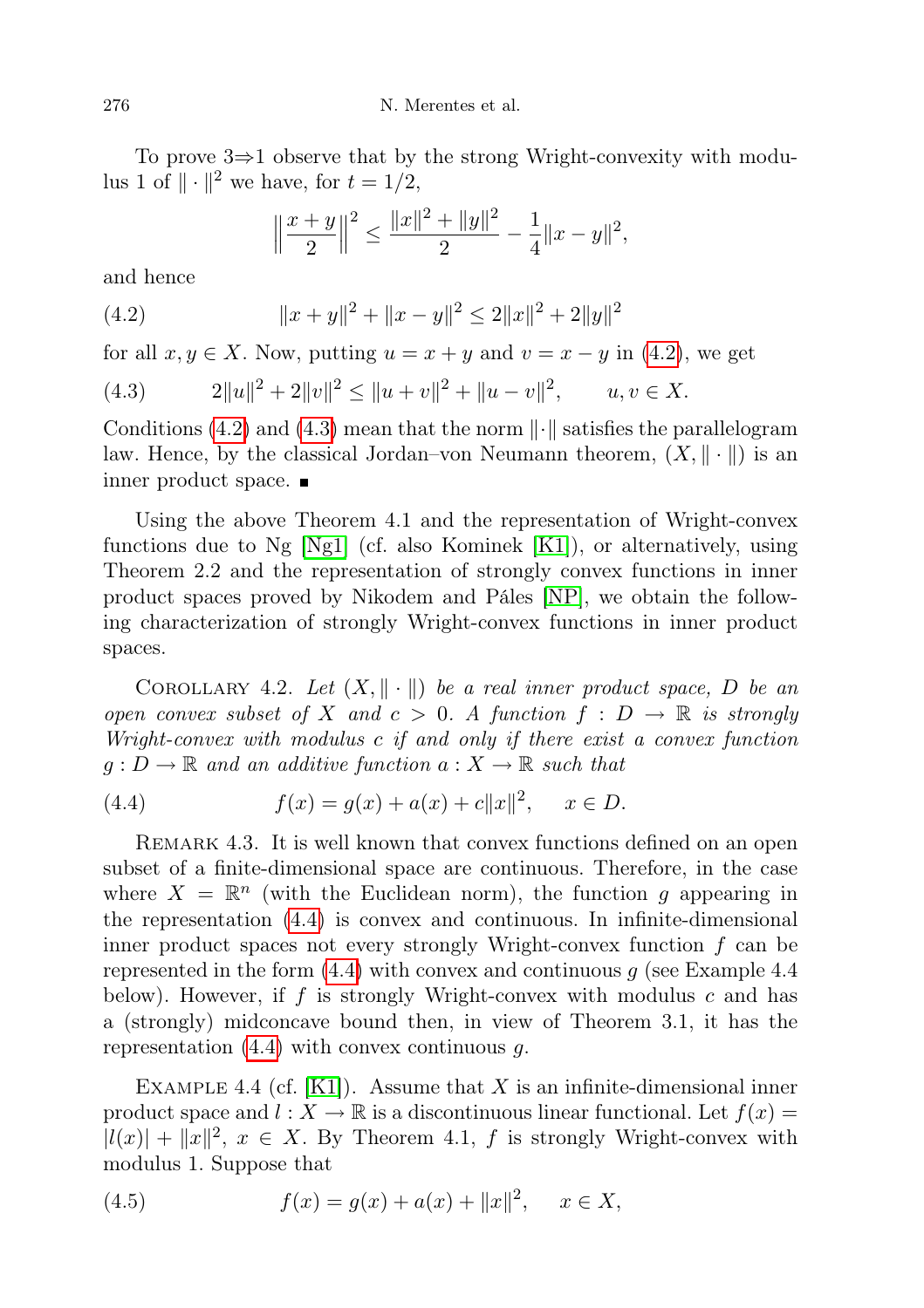To prove 3⇒1 observe that by the strong Wright-convexity with modulus 1 of $\|\cdot\|^2$ we have, for $t = 1/2$,

$$\left\|\frac{x+y}{2}\right\|^2 \leq \frac{\|x\|^2 + \|y\|^2}{2} - \frac{1}{4}\|x-y\|^2,$$

and hence

$$\|x+y\|^2 + \|x-y\|^2 \leq 2\|x\|^2 + 2\|y\|^2 \tag{4.2}$$

for all $x, y \in X$. Now, putting $u = x + y$ and $v = x - y$ in (4.2), we get

$$2\|u\|^2 + 2\|v\|^2 \leq \|u+v\|^2 + \|u-v\|^2, \qquad u, v \in X. \tag{4.3}$$

Conditions (4.2) and (4.3) mean that the norm $\|\cdot\|$ satisfies the parallelogram law. Hence, by the classical Jordan–von Neumann theorem, $(X, \|\cdot\|)$ is an inner product space. ∎

Using the above Theorem 4.1 and the representation of Wright-convex functions due to Ng [Ng1] (cf. also Kominek [K1]), or alternatively, using Theorem 2.2 and the representation of strongly convex functions in inner product spaces proved by Nikodem and Páles [NP], we obtain the following characterization of strongly Wright-convex functions in inner product spaces.

Corollary 4.2. *Let $(X, \|\cdot\|)$ be a real inner product space, $D$ be an open convex subset of $X$ and $c > 0$. A function $f : D \to \mathbb{R}$ is strongly Wright-convex with modulus $c$ if and only if there exist a convex function $g : D \to \mathbb{R}$ and an additive function $a : X \to \mathbb{R}$ such that*

$$f(x) = g(x) + a(x) + c\|x\|^2, \qquad x \in D. \tag{4.4}$$

Remark 4.3. It is well known that convex functions defined on an open subset of a finite-dimensional space are continuous. Therefore, in the case where $X = \mathbb{R}^n$ (with the Euclidean norm), the function $g$ appearing in the representation (4.4) is convex and continuous. In infinite-dimensional inner product spaces not every strongly Wright-convex function $f$ can be represented in the form (4.4) with convex and continuous $g$ (see Example 4.4 below). However, if $f$ is strongly Wright-convex with modulus $c$ and has a (strongly) midconcave bound then, in view of Theorem 3.1, it has the representation (4.4) with convex continuous $g$.

Example 4.4 (cf. [K1]). Assume that $X$ is an infinite-dimensional inner product space and $l : X \to \mathbb{R}$ is a discontinuous linear functional. Let $f(x) = |l(x)| + \|x\|^2$, $x \in X$. By Theorem 4.1, $f$ is strongly Wright-convex with modulus 1. Suppose that

$$f(x) = g(x) + a(x) + \|x\|^2, \qquad x \in X, \tag{4.5}$$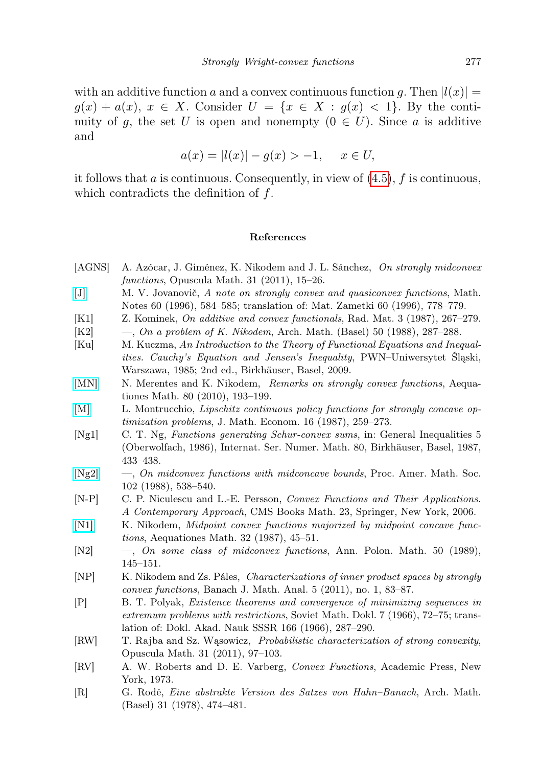with an additive function $a$ and a convex continuous function $g$. Then $|l(x)| = g(x) + a(x)$, $x \in X$. Consider $U = \{x \in X : g(x) < 1\}$. By the continuity of $g$, the set $U$ is open and nonempty ($0 \in U$). Since $a$ is additive and

$$a(x) = |l(x)| - g(x) > -1, \quad x \in U,$$

it follows that $a$ is continuous. Consequently, in view of (4.5), $f$ is continuous, which contradicts the definition of $f$.

## References

- [AGNS] A. Azócar, J. Giménez, K. Nikodem and J. L. Sánchez, *On strongly midconvex functions*, Opuscula Math. 31 (2011), 15–26.
- [J] M. V. Jovanovič, *A note on strongly convex and quasiconvex functions*, Math. Notes 60 (1996), 584–585; translation of: Mat. Zametki 60 (1996), 778–779.
- [K1] Z. Kominek, *On additive and convex functionals*, Rad. Mat. 3 (1987), 267–279.
- [K2] —, *On a problem of K. Nikodem*, Arch. Math. (Basel) 50 (1988), 287–288.
- [Ku] M. Kuczma, *An Introduction to the Theory of Functional Equations and Inequalities. Cauchy's Equation and Jensen's Inequality*, PWN–Uniwersytet Śląski, Warszawa, 1985; 2nd ed., Birkhäuser, Basel, 2009.
- [MN] N. Merentes and K. Nikodem, *Remarks on strongly convex functions*, Aequationes Math. 80 (2010), 193–199.
- [M] L. Montrucchio, *Lipschitz continuous policy functions for strongly concave optimization problems*, J. Math. Econom. 16 (1987), 259–273.
- [Ng1] C. T. Ng, *Functions generating Schur-convex sums*, in: General Inequalities 5 (Oberwolfach, 1986), Internat. Ser. Numer. Math. 80, Birkhäuser, Basel, 1987, 433–438.
- [Ng2] —, *On midconvex functions with midconcave bounds*, Proc. Amer. Math. Soc. 102 (1988), 538–540.
- [N-P] C. P. Niculescu and L.-E. Persson, *Convex Functions and Their Applications. A Contemporary Approach*, CMS Books Math. 23, Springer, New York, 2006.
- [N1] K. Nikodem, *Midpoint convex functions majorized by midpoint concave functions*, Aequationes Math. 32 (1987), 45–51.
- [N2] —, *On some class of midconvex functions*, Ann. Polon. Math. 50 (1989), 145–151.
- [NP] K. Nikodem and Zs. Páles, *Characterizations of inner product spaces by strongly convex functions*, Banach J. Math. Anal. 5 (2011), no. 1, 83–87.
- [P] B. T. Polyak, *Existence theorems and convergence of minimizing sequences in extremum problems with restrictions*, Soviet Math. Dokl. 7 (1966), 72–75; translation of: Dokl. Akad. Nauk SSSR 166 (1966), 287–290.
- [RW] T. Rajba and Sz. Wąsowicz, *Probabilistic characterization of strong convexity*, Opuscula Math. 31 (2011), 97–103.
- [RV] A. W. Roberts and D. E. Varberg, *Convex Functions*, Academic Press, New York, 1973.
- [R] G. Rodé, *Eine abstrakte Version des Satzes von Hahn–Banach*, Arch. Math. (Basel) 31 (1978), 474–481.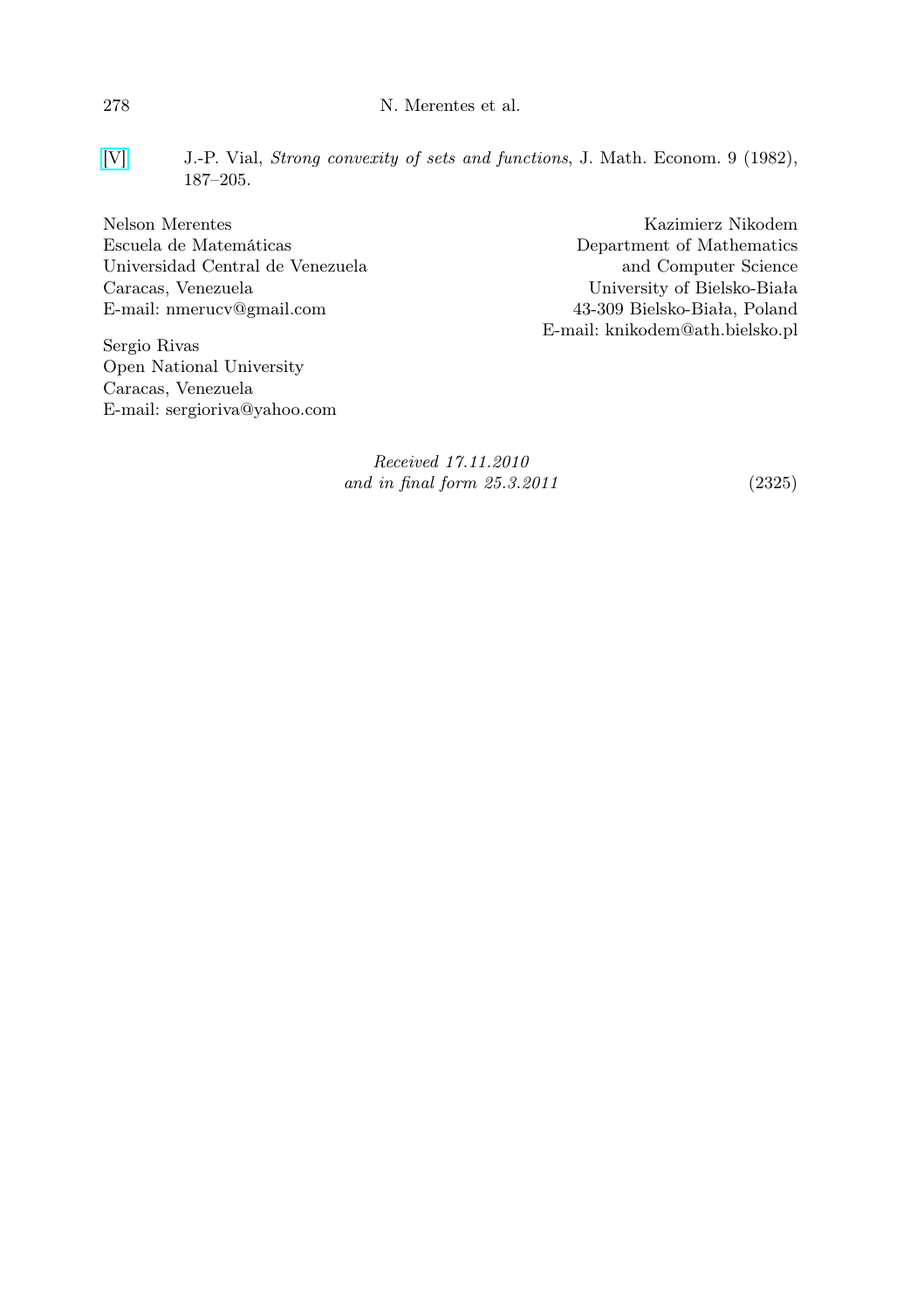[V] J.-P. Vial, *Strong convexity of sets and functions*, J. Math. Econom. 9 (1982), 187–205.

Nelson Merentes
Escuela de Matemáticas
Universidad Central de Venezuela
Caracas, Venezuela
E-mail: nmerucv@gmail.com

Kazimierz Nikodem
Department of Mathematics
and Computer Science
University of Bielsko-Biała
43-309 Bielsko-Biała, Poland
E-mail: knikodem@ath.bielsko.pl

Sergio Rivas
Open National University
Caracas, Venezuela
E-mail: sergioriva@yahoo.com

*Received 17.11.2010*
*and in final form 25.3.2011* (2325)